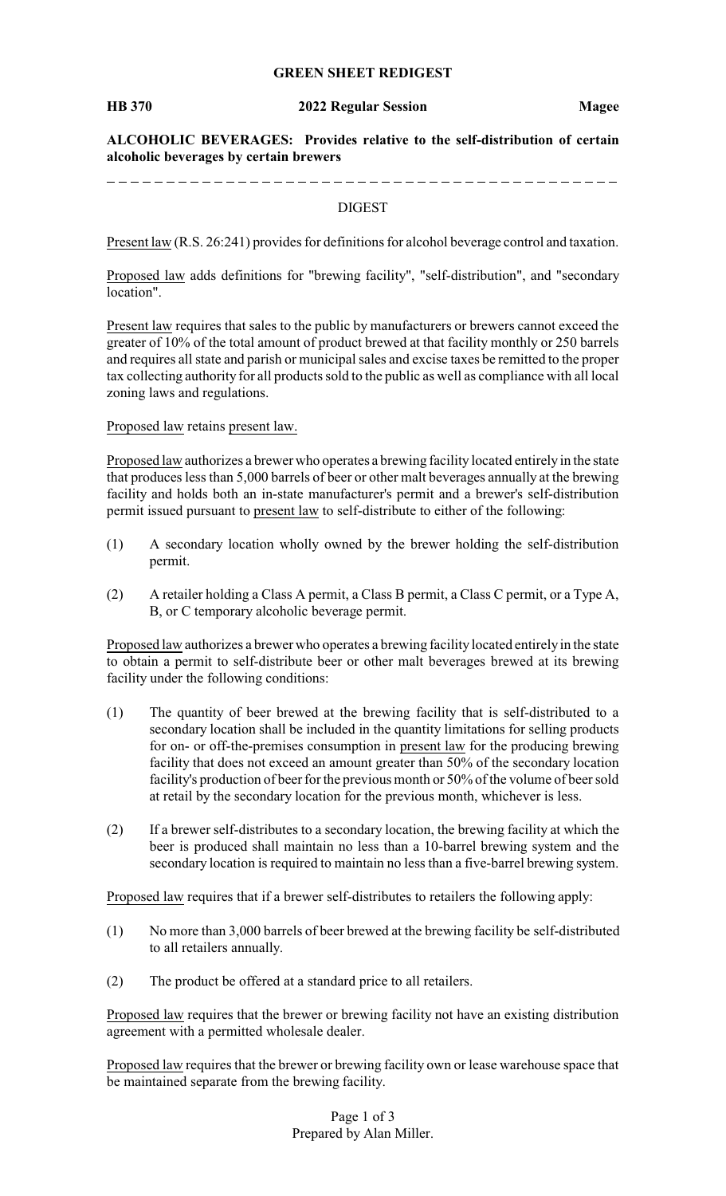## GREEN SHEET REDIGEST

**HB 370** **2022 Regular Session** **Magee**

**ALCOHOLIC BEVERAGES: Provides relative to the self-distribution of certain alcoholic beverages by certain brewers**

DIGEST

Present law (R.S. 26:241) provides for definitions for alcohol beverage control and taxation.

Proposed law adds definitions for "brewing facility", "self-distribution", and "secondary location".

Present law requires that sales to the public by manufacturers or brewers cannot exceed the greater of 10% of the total amount of product brewed at that facility monthly or 250 barrels and requires all state and parish or municipal sales and excise taxes be remitted to the proper tax collecting authority for all products sold to the public as well as compliance with all local zoning laws and regulations.

Proposed law retains present law.

Proposed law authorizes a brewer who operates a brewing facility located entirely in the state that produces less than 5,000 barrels of beer or other malt beverages annually at the brewing facility and holds both an in-state manufacturer's permit and a brewer's self-distribution permit issued pursuant to present law to self-distribute to either of the following:

(1) A secondary location wholly owned by the brewer holding the self-distribution permit.

(2) A retailer holding a Class A permit, a Class B permit, a Class C permit, or a Type A, B, or C temporary alcoholic beverage permit.

Proposed law authorizes a brewer who operates a brewing facility located entirely in the state to obtain a permit to self-distribute beer or other malt beverages brewed at its brewing facility under the following conditions:

(1) The quantity of beer brewed at the brewing facility that is self-distributed to a secondary location shall be included in the quantity limitations for selling products for on- or off-the-premises consumption in present law for the producing brewing facility that does not exceed an amount greater than 50% of the secondary location facility's production of beer for the previous month or 50% of the volume of beer sold at retail by the secondary location for the previous month, whichever is less.

(2) If a brewer self-distributes to a secondary location, the brewing facility at which the beer is produced shall maintain no less than a 10-barrel brewing system and the secondary location is required to maintain no less than a five-barrel brewing system.

Proposed law requires that if a brewer self-distributes to retailers the following apply:

(1) No more than 3,000 barrels of beer brewed at the brewing facility be self-distributed to all retailers annually.

(2) The product be offered at a standard price to all retailers.

Proposed law requires that the brewer or brewing facility not have an existing distribution agreement with a permitted wholesale dealer.

Proposed law requires that the brewer or brewing facility own or lease warehouse space that be maintained separate from the brewing facility.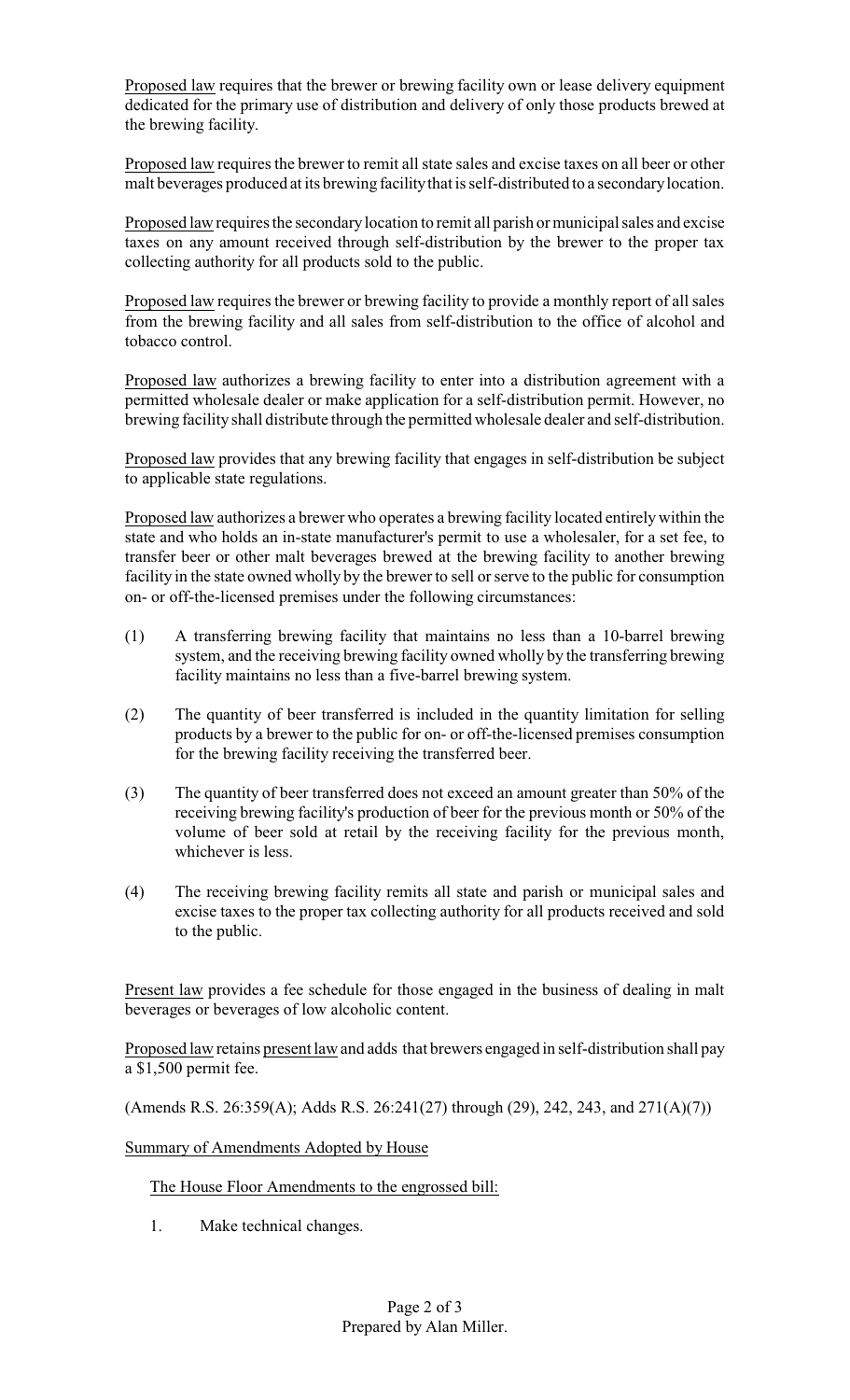Proposed law requires that the brewer or brewing facility own or lease delivery equipment dedicated for the primary use of distribution and delivery of only those products brewed at the brewing facility.

Proposed law requires the brewer to remit all state sales and excise taxes on all beer or other malt beverages produced at its brewing facility that is self-distributed to a secondary location.

Proposed law requires the secondary location to remit all parish or municipal sales and excise taxes on any amount received through self-distribution by the brewer to the proper tax collecting authority for all products sold to the public.

Proposed law requires the brewer or brewing facility to provide a monthly report of all sales from the brewing facility and all sales from self-distribution to the office of alcohol and tobacco control.

Proposed law authorizes a brewing facility to enter into a distribution agreement with a permitted wholesale dealer or make application for a self-distribution permit. However, no brewing facility shall distribute through the permitted wholesale dealer and self-distribution.

Proposed law provides that any brewing facility that engages in self-distribution be subject to applicable state regulations.

Proposed law authorizes a brewer who operates a brewing facility located entirely within the state and who holds an in-state manufacturer's permit to use a wholesaler, for a set fee, to transfer beer or other malt beverages brewed at the brewing facility to another brewing facility in the state owned wholly by the brewer to sell or serve to the public for consumption on- or off-the-licensed premises under the following circumstances:

(1) A transferring brewing facility that maintains no less than a 10-barrel brewing system, and the receiving brewing facility owned wholly by the transferring brewing facility maintains no less than a five-barrel brewing system.

(2) The quantity of beer transferred is included in the quantity limitation for selling products by a brewer to the public for on- or off-the-licensed premises consumption for the brewing facility receiving the transferred beer.

(3) The quantity of beer transferred does not exceed an amount greater than 50% of the receiving brewing facility's production of beer for the previous month or 50% of the volume of beer sold at retail by the receiving facility for the previous month, whichever is less.

(4) The receiving brewing facility remits all state and parish or municipal sales and excise taxes to the proper tax collecting authority for all products received and sold to the public.

Present law provides a fee schedule for those engaged in the business of dealing in malt beverages or beverages of low alcoholic content.

Proposed law retains present law and adds that brewers engaged in self-distribution shall pay a $1,500 permit fee.

(Amends R.S. 26:359(A); Adds R.S. 26:241(27) through (29), 242, 243, and 271(A)(7))

Summary of Amendments Adopted by House

The House Floor Amendments to the engrossed bill:

1. Make technical changes.

Prepared by Alan Miller.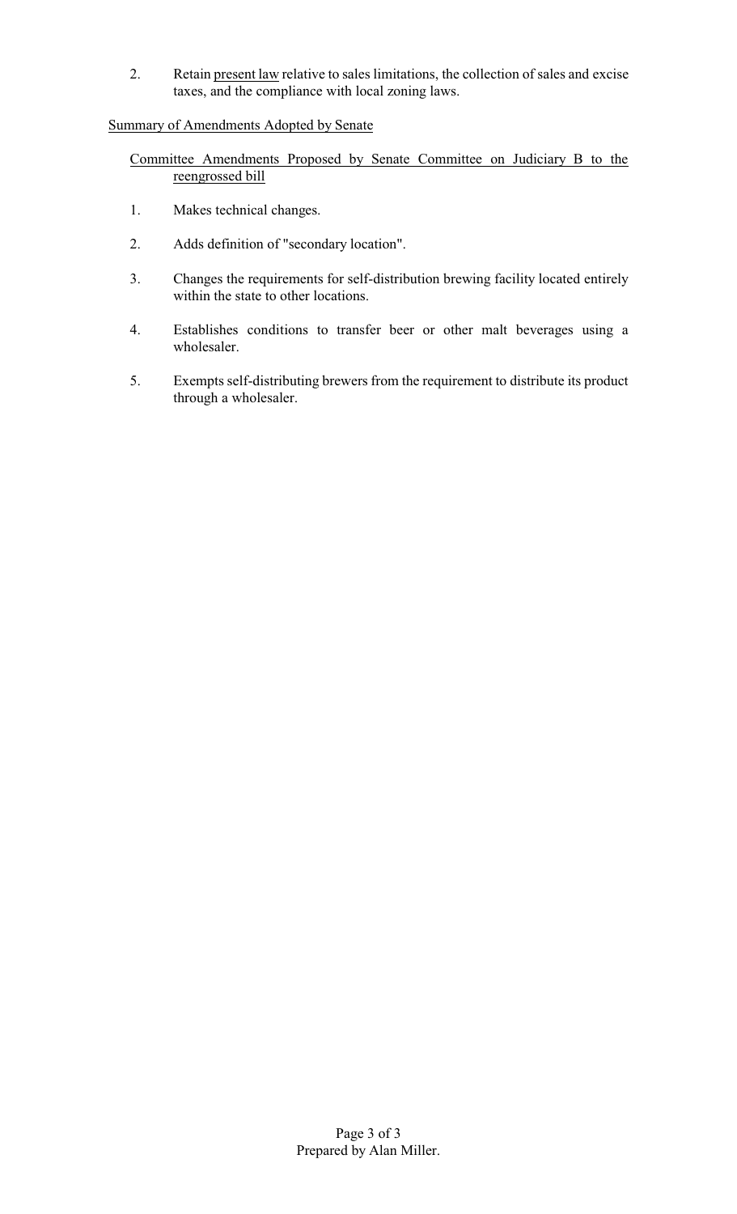2. Retain present law relative to sales limitations, the collection of sales and excise taxes, and the compliance with local zoning laws.

Summary of Amendments Adopted by Senate

Committee Amendments Proposed by Senate Committee on Judiciary B to the reengrossed bill

1. Makes technical changes.
2. Adds definition of "secondary location".
3. Changes the requirements for self-distribution brewing facility located entirely within the state to other locations.
4. Establishes conditions to transfer beer or other malt beverages using a wholesaler.
5. Exempts self-distributing brewers from the requirement to distribute its product through a wholesaler.

Prepared by Alan Miller.